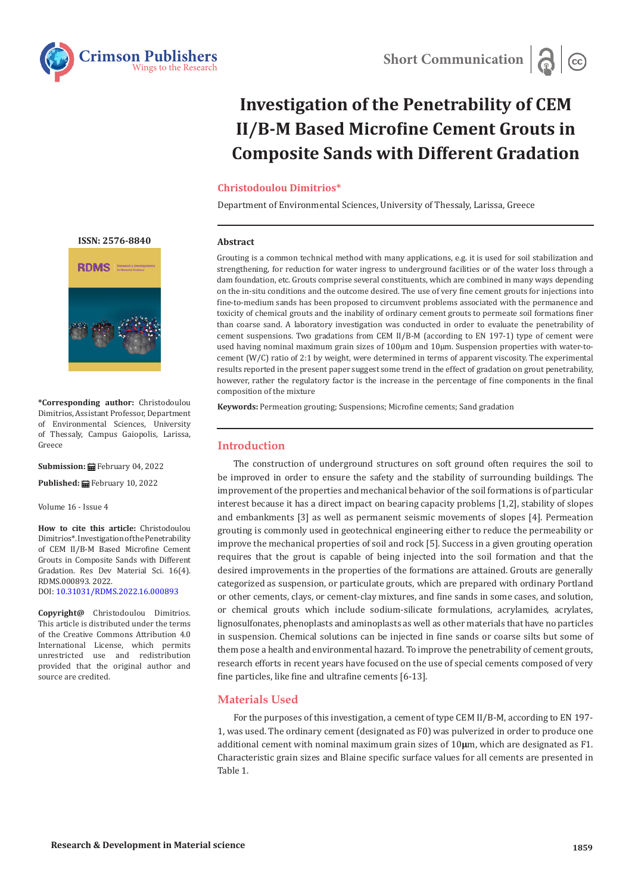Short Communication

# Investigation of the Penetrability of CEM II/B-M Based Microfine Cement Grouts in Composite Sands with Different Gradation

**Christodoulou Dimitrios***

Department of Environmental Sciences, University of Thessaly, Larissa, Greece

ISSN: 2576-8840

**\*Corresponding author:** Christodoulou Dimitrios, Assistant Professor, Department of Environmental Sciences, University of Thessaly, Campus Gaiopolis, Larissa, Greece

**Submission:** February 04, 2022

**Published:** February 10, 2022

Volume 16 - Issue 4

**How to cite this article:** Christodoulou Dimitrios*. Investigation of the Penetrability of CEM II/B-M Based Microfine Cement Grouts in Composite Sands with Different Gradation. Res Dev Material Sci. 16(4). RDMS.000893. 2022.
DOI: 10.31031/RDMS.2022.16.000893

**Copyright@** Christodoulou Dimitrios. This article is distributed under the terms of the Creative Commons Attribution 4.0 International License, which permits unrestricted use and redistribution provided that the original author and source are credited.

### Abstract

Grouting is a common technical method with many applications, e.g. it is used for soil stabilization and strengthening, for reduction for water ingress to underground facilities or of the water loss through a dam foundation, etc. Grouts comprise several constituents, which are combined in many ways depending on the in-situ conditions and the outcome desired. The use of very fine cement grouts for injections into fine-to-medium sands has been proposed to circumvent problems associated with the permanence and toxicity of chemical grouts and the inability of ordinary cement grouts to permeate soil formations finer than coarse sand. A laboratory investigation was conducted in order to evaluate the penetrability of cement suspensions. Two gradations from CEM II/B-M (according to EN 197-1) type of cement were used having nominal maximum grain sizes of 100μm and 10μm. Suspension properties with water-to-cement (W/C) ratio of 2:1 by weight, were determined in terms of apparent viscosity. The experimental results reported in the present paper suggest some trend in the effect of gradation on grout penetrability, however, rather the regulatory factor is the increase in the percentage of fine components in the final composition of the mixture

**Keywords:** Permeation grouting; Suspensions; Microfine cements; Sand gradation

## Introduction

The construction of underground structures on soft ground often requires the soil to be improved in order to ensure the safety and the stability of surrounding buildings. The improvement of the properties and mechanical behavior of the soil formations is of particular interest because it has a direct impact on bearing capacity problems [1,2], stability of slopes and embankments [3] as well as permanent seismic movements of slopes [4]. Permeation grouting is commonly used in geotechnical engineering either to reduce the permeability or improve the mechanical properties of soil and rock [5]. Success in a given grouting operation requires that the grout is capable of being injected into the soil formation and that the desired improvements in the properties of the formations are attained. Grouts are generally categorized as suspension, or particulate grouts, which are prepared with ordinary Portland or other cements, clays, or cement-clay mixtures, and fine sands in some cases, and solution, or chemical grouts which include sodium-silicate formulations, acrylamides, acrylates, lignosulfonates, phenoplasts and aminoplasts as well as other materials that have no particles in suspension. Chemical solutions can be injected in fine sands or coarse silts but some of them pose a health and environmental hazard. To improve the penetrability of cement grouts, research efforts in recent years have focused on the use of special cements composed of very fine particles, like fine and ultrafine cements [6-13].

## Materials Used

For the purposes of this investigation, a cement of type CEM II/B-M, according to EN 197-1, was used. The ordinary cement (designated as F0) was pulverized in order to produce one additional cement with nominal maximum grain sizes of 10μm, which are designated as F1. Characteristic grain sizes and Blaine specific surface values for all cements are presented in Table 1.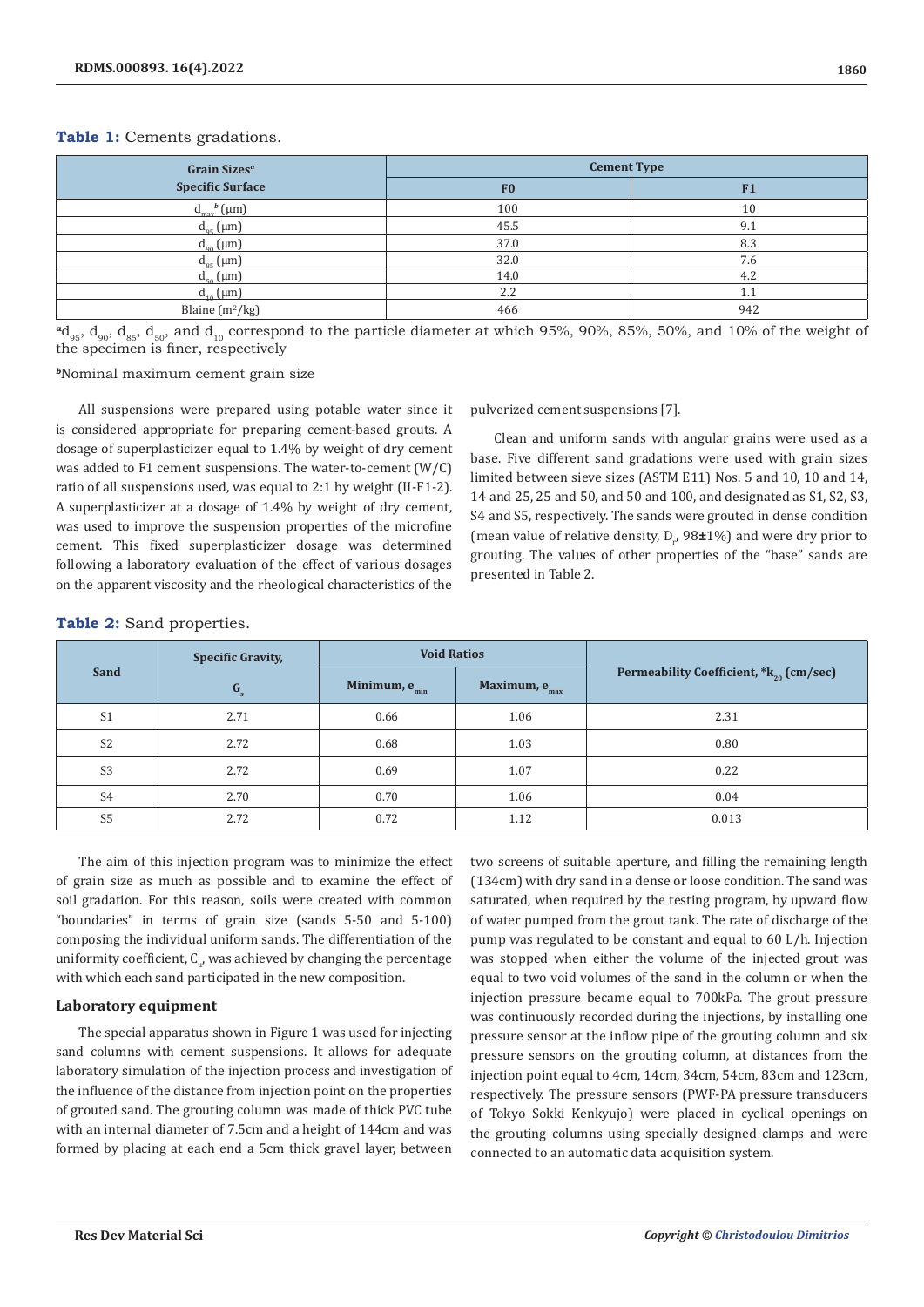**Table 1:** Cements gradations.

| Grain Sizes[a] Specific Surface | Cement Type | |
|---|---|---|
| | F0 | F1 |
| $d_{max}$[b] (μm) | 100 | 10 |
| $d_{95}$ (μm) | 45.5 | 9.1 |
| $d_{90}$ (μm) | 37.0 | 8.3 |
| $d_{85}$ (μm) | 32.0 | 7.6 |
| $d_{50}$ (μm) | 14.0 | 4.2 |
| $d_{10}$ (μm) | 2.2 | 1.1 |
| Blaine ($m^2$/kg) | 466 | 942 |

[a] $d_{95}$, $d_{90}$, $d_{85}$, $d_{50}$, and $d_{10}$ correspond to the particle diameter at which 95%, 90%, 85%, 50%, and 10% of the weight of the specimen is finer, respectively

[b] Nominal maximum cement grain size

All suspensions were prepared using potable water since it is considered appropriate for preparing cement-based grouts. A dosage of superplasticizer equal to 1.4% by weight of dry cement was added to F1 cement suspensions. The water-to-cement (W/C) ratio of all suspensions used, was equal to 2:1 by weight (II-F1-2). A superplasticizer at a dosage of 1.4% by weight of dry cement, was used to improve the suspension properties of the microfine cement. This fixed superplasticizer dosage was determined following a laboratory evaluation of the effect of various dosages on the apparent viscosity and the rheological characteristics of the pulverized cement suspensions [7].

Clean and uniform sands with angular grains were used as a base. Five different sand gradations were used with grain sizes limited between sieve sizes (ASTM E11) Nos. 5 and 10, 10 and 14, 14 and 25, 25 and 50, and 50 and 100, and designated as S1, S2, S3, S4 and S5, respectively. The sands were grouted in dense condition (mean value of relative density, $D_r$, 98±1%) and were dry prior to grouting. The values of other properties of the "base" sands are presented in Table 2.

**Table 2:** Sand properties.

| Sand | Specific Gravity, $G_s$ | Void Ratios | | Permeability Coefficient, *$k_{20}$ (cm/sec) |
|---|---|---|---|---|
| | | Minimum, $e_{min}$ | Maximum, $e_{max}$ | |
| S1 | 2.71 | 0.66 | 1.06 | 2.31 |
| S2 | 2.72 | 0.68 | 1.03 | 0.80 |
| S3 | 2.72 | 0.69 | 1.07 | 0.22 |
| S4 | 2.70 | 0.70 | 1.06 | 0.04 |
| S5 | 2.72 | 0.72 | 1.12 | 0.013 |

The aim of this injection program was to minimize the effect of grain size as much as possible and to examine the effect of soil gradation. For this reason, soils were created with common "boundaries" in terms of grain size (sands 5-50 and 5-100) composing the individual uniform sands. The differentiation of the uniformity coefficient, $C_u$, was achieved by changing the percentage with which each sand participated in the new composition.

### Laboratory equipment

The special apparatus shown in Figure 1 was used for injecting sand columns with cement suspensions. It allows for adequate laboratory simulation of the injection process and investigation of the influence of the distance from injection point on the properties of grouted sand. The grouting column was made of thick PVC tube with an internal diameter of 7.5cm and a height of 144cm and was formed by placing at each end a 5cm thick gravel layer, between two screens of suitable aperture, and filling the remaining length (134cm) with dry sand in a dense or loose condition. The sand was saturated, when required by the testing program, by upward flow of water pumped from the grout tank. The rate of discharge of the pump was regulated to be constant and equal to 60 L/h. Injection was stopped when either the volume of the injected grout was equal to two void volumes of the sand in the column or when the injection pressure became equal to 700kPa. The grout pressure was continuously recorded during the injections, by installing one pressure sensor at the inflow pipe of the grouting column and six pressure sensors on the grouting column, at distances from the injection point equal to 4cm, 14cm, 34cm, 54cm, 83cm and 123cm, respectively. The pressure sensors (PWF-PA pressure transducers of Tokyo Sokki Kenkyujo) were placed in cyclical openings on the grouting columns using specially designed clamps and were connected to an automatic data acquisition system.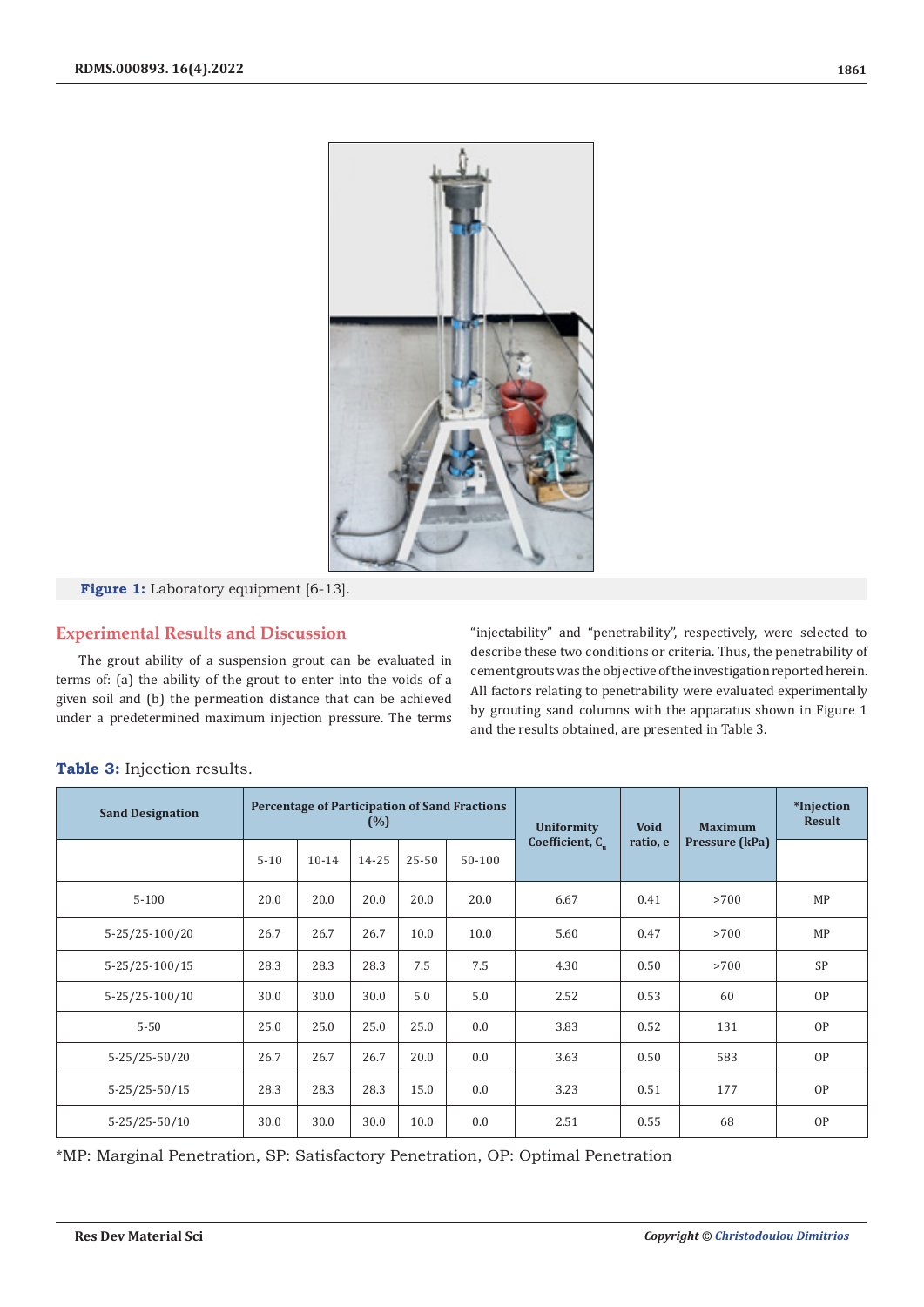Figure 1: Laboratory equipment [6-13].

## Experimental Results and Discussion

The grout ability of a suspension grout can be evaluated in terms of: (a) the ability of the grout to enter into the voids of a given soil and (b) the permeation distance that can be achieved under a predetermined maximum injection pressure. The terms "injectability" and "penetrability", respectively, were selected to describe these two conditions or criteria. Thus, the penetrability of cement grouts was the objective of the investigation reported herein. All factors relating to penetrability were evaluated experimentally by grouting sand columns with the apparatus shown in Figure 1 and the results obtained, are presented in Table 3.

**Table 3:** Injection results.

| Sand Designation | Percentage of Participation of Sand Fractions (%) | | | | | Uniformity Coefficient, $C_u$ | Void ratio, e | Maximum Pressure (kPa) | *Injection Result |
|---|---|---|---|---|---|---|---|---|---|
| | 5-10 | 10-14 | 14-25 | 25-50 | 50-100 | | | | |
| 5-100 | 20.0 | 20.0 | 20.0 | 20.0 | 20.0 | 6.67 | 0.41 | >700 | MP |
| 5-25/25-100/20 | 26.7 | 26.7 | 26.7 | 10.0 | 10.0 | 5.60 | 0.47 | >700 | MP |
| 5-25/25-100/15 | 28.3 | 28.3 | 28.3 | 7.5 | 7.5 | 4.30 | 0.50 | >700 | SP |
| 5-25/25-100/10 | 30.0 | 30.0 | 30.0 | 5.0 | 5.0 | 2.52 | 0.53 | 60 | OP |
| 5-50 | 25.0 | 25.0 | 25.0 | 25.0 | 0.0 | 3.83 | 0.52 | 131 | OP |
| 5-25/25-50/20 | 26.7 | 26.7 | 26.7 | 20.0 | 0.0 | 3.63 | 0.50 | 583 | OP |
| 5-25/25-50/15 | 28.3 | 28.3 | 28.3 | 15.0 | 0.0 | 3.23 | 0.51 | 177 | OP |
| 5-25/25-50/10 | 30.0 | 30.0 | 30.0 | 10.0 | 0.0 | 2.51 | 0.55 | 68 | OP |

*MP: Marginal Penetration, SP: Satisfactory Penetration, OP: Optimal Penetration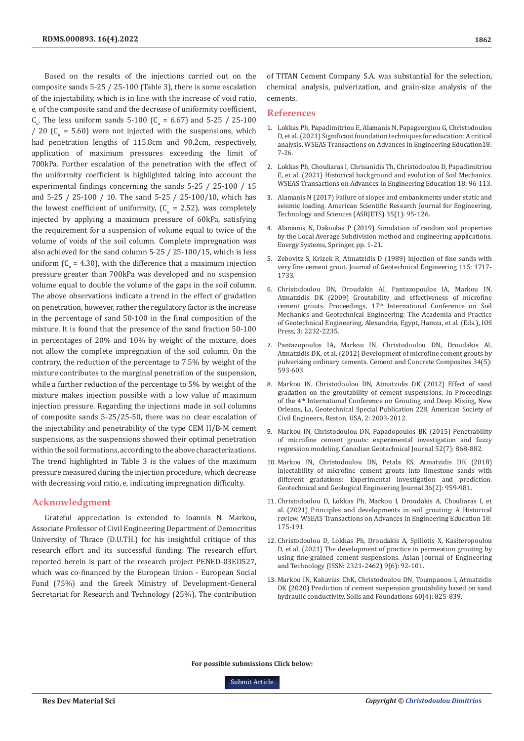Based on the results of the injections carried out on the composite sands 5-25 / 25-100 (Table 3), there is some escalation of the injectability, which is in line with the increase of void ratio, e, of the composite sand and the decrease of uniformity coefficient, $C_u$. The less uniform sands 5-100 ($C_u$ = 6.67) and 5-25 / 25-100 / 20 ($C_u$ = 5.60) were not injected with the suspensions, which had penetration lengths of 115.8cm and 90.2cm, respectively, application of maximum pressures exceeding the limit of 700kPa. Further escalation of the penetration with the effect of the uniformity coefficient is highlighted taking into account the experimental findings concerning the sands 5-25 / 25-100 / 15 and 5-25 / 25-100 / 10. The sand 5-25 / 25-100/10, which has the lowest coefficient of uniformity, ($C_u$ = 2.52), was completely injected by applying a maximum pressure of 60kPa, satisfying the requirement for a suspension of volume equal to twice of the volume of voids of the soil column. Complete impregnation was also achieved for the sand column 5-25 / 25-100/15, which is less uniform ($C_u$ = 4.30), with the difference that a maximum injection pressure greater than 700kPa was developed and no suspension volume equal to double the volume of the gaps in the soil column. The above observations indicate a trend in the effect of gradation on penetration, however, rather the regulatory factor is the increase in the percentage of sand 50-100 in the final composition of the mixture. It is found that the presence of the sand fraction 50-100 in percentages of 20% and 10% by weight of the mixture, does not allow the complete impregnation of the soil column. On the contrary, the reduction of the percentage to 7.5% by weight of the mixture contributes to the marginal penetration of the suspension, while a further reduction of the percentage to 5% by weight of the mixture makes injection possible with a low value of maximum injection pressure. Regarding the injections made in soil columns of composite sands 5-25/25-50, there was no clear escalation of the injectability and penetrability of the type CEM II/B-M cement suspensions, as the suspensions showed their optimal penetration within the soil formations, according to the above characterizations. The trend highlighted in Table 3 is the values of the maximum pressure measured during the injection procedure, which decrease with decreasing void ratio, e, indicating impregnation difficulty.

## Acknowledgment

Grateful appreciation is extended to Ioannis N. Markou, Associate Professor of Civil Engineering Department of Democritus University of Thrace (D.U.TH.) for his insightful critique of this research effort and its successful funding. The research effort reported herein is part of the research project PENED-03ED527, which was co-financed by the European Union - European Social Fund (75%) and the Greek Ministry of Development-General Secretariat for Research and Technology (25%). The contribution of TITAN Cement Company S.A. was substantial for the selection, chemical analysis, pulverization, and grain-size analysis of the cements.

## References

1. Lokkas Ph, Papadimitriou E, Alamanis N, Papageorgiou G, Christodoulou D, et al. (2021) Significant foundation techniques for education: A critical analysis. WSEAS Transactions on Advances in Engineering Education18: 7-26.
2. Lokkas Ph, Chouliaras I, Chrisanidis Th, Christodoulou D, Papadimitriou E, et al. (2021) Historical background and evolution of Soil Mechanics. WSEAS Transactions on Advances in Engineering Education 18: 96-113.
3. Alamanis N (2017) Failure of slopes and embankments under static and seismic loading. American Scientific Research Journal for Engineering, Technology and Sciences (ASRJETS) 35(1): 95-126.
4. Alamanis N, Dakoulas P (2019) Simulation of random soil properties by the Local Average Subdivision method and engineering applications. Energy Systems, Springer, pp. 1-21.
5. Zebovitz S, Krizek R, Atmatzidis D (1989) Injection of fine sands with very fine cement grout. Journal of Geotechnical Engineering 115: 1717-1733.
6. Christodoulou DN, Droudakis AI, Pantazopoulos IA, Markou IN, Atmatzidis DK (2009) Groutability and effectiveness of microfine cement grouts. Proceedings, 17th International Conference on Soil Mechanics and Geotechnical Engineering: The Academia and Practice of Geotechnical Engineering, Alexandria, Egypt, Hamza, et al. (Eds.), IOS Press, 3: 2232-2235.
7. Pantazopoulos IA, Markou IN, Christodoulou DN, Droudakis AI, Atmatzidis DK, et al. (2012) Development of microfine cement grouts by pulverizing ordinary cements. Cement and Concrete Composites 34(5): 593-603.
8. Markou IN, Christodoulou DN, Atmatzidis DK (2012) Effect of sand gradation on the groutability of cement suspensions. In Proceedings of the 4th International Conference on Grouting and Deep Mixing, New Orleans, La, Geotechnical Special Publication 228, American Society of Civil Engineers, Reston, USA, 2: 2003-2012.
9. Markou IN, Christodoulou DN, Papadopoulos BK (2015) Penetrability of microfine cement grouts: experimental investigation and fuzzy regression modeling. Canadian Geotechnical Journal 52(7): 868-882.
10. Markou IN, Christodoulou DN, Petala ES, Atmatzidis DK (2018) Injectability of microfine cement grouts into limestone sands with different gradations: Experimental investigation and prediction. Geotechnical and Geological Engineering Journal 36(2): 959-981.
11. Christodoulou D, Lokkas Ph, Markou I, Droudakis A, Chouliaras I, et al. (2021) Principles and developments in soil grouting: A Historical review. WSEAS Transactions on Advances in Engineering Education 18: 175-191.
12. Christodoulou D, Lokkas Ph, Droudakis A, Spiliotis X, Kasiteropoulou D, et al. (2021) The development of practice in permeation grouting by using fine-grained cement suspensions. Asian Journal of Engineering and Technology (ISSN: 2321-2462) 9(6): 92-101.
13. Markou IN, Kakavias ChK, Christodoulou DN, Toumpanou I, Atmatzidis DK (2020) Prediction of cement suspension groutability based on sand hydraulic conductivity. Soils and Foundations 60(4): 825-839.

For possible submissions Click below:

Submit Article